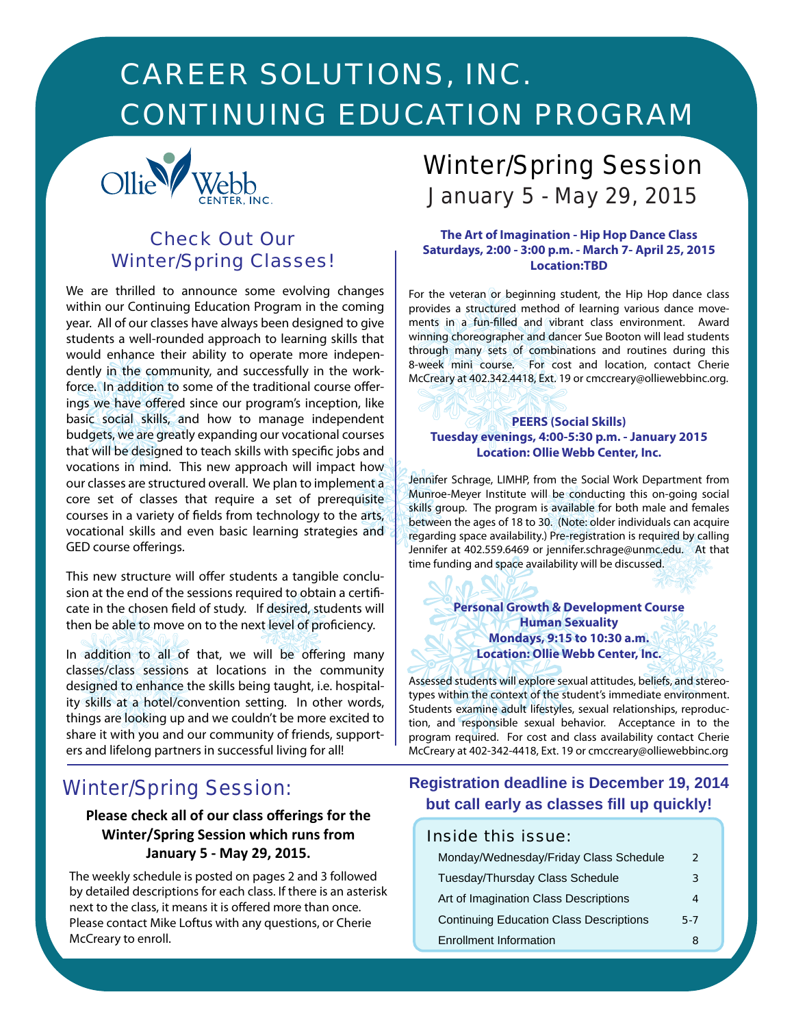# CAREER SOLUTIONS, INC.
# CONTINUING EDUCATION PROGRAM

Ollie Webb Center, Inc.

## Check Out Our Winter/Spring Classes!

We are thrilled to announce some evolving changes within our Continuing Education Program in the coming year. All of our classes have always been designed to give students a well-rounded approach to learning skills that would enhance their ability to operate more independently in the community, and successfully in the workforce. In addition to some of the traditional course offerings we have offered since our program's inception, like basic social skills, and how to manage independent budgets, we are greatly expanding our vocational courses that will be designed to teach skills with specific jobs and vocations in mind. This new approach will impact how our classes are structured overall. We plan to implement a core set of classes that require a set of prerequisite courses in a variety of fields from technology to the arts, vocational skills and even basic learning strategies and GED course offerings.

This new structure will offer students a tangible conclusion at the end of the sessions required to obtain a certificate in the chosen field of study. If desired, students will then be able to move on to the next level of proficiency.

In addition to all of that, we will be offering many classes/class sessions at locations in the community designed to enhance the skills being taught, i.e. hospitality skills at a hotel/convention setting. In other words, things are looking up and we couldn't be more excited to share it with you and our community of friends, supporters and lifelong partners in successful living for all!

## Winter/Spring Session
## January 5 - May 29, 2015

**The Art of Imagination - Hip Hop Dance Class**
**Saturdays, 2:00 - 3:00 p.m. - March 7- April 25, 2015**
**Location:TBD**

For the veteran or beginning student, the Hip Hop dance class provides a structured method of learning various dance movements in a fun-filled and vibrant class environment. Award winning choreographer and dancer Sue Booton will lead students through many sets of combinations and routines during this 8-week mini course. For cost and location, contact Cherie McCreary at 402.342.4418, Ext. 19 or cmccreary@olliewebbinc.org.

**PEERS (Social Skills)**
**Tuesday evenings, 4:00-5:30 p.m. - January 2015**
**Location: Ollie Webb Center, Inc.**

Jennifer Schrage, LIMHP, from the Social Work Department from Munroe-Meyer Institute will be conducting this on-going social skills group. The program is available for both male and females between the ages of 18 to 30. (Note: older individuals can acquire regarding space availability.) Pre-registration is required by calling Jennifer at 402.559.6469 or jennifer.schrage@unmc.edu. At that time funding and space availability will be discussed.

**Personal Growth & Development Course**
**Human Sexuality**
**Mondays, 9:15 to 10:30 a.m.**
**Location: Ollie Webb Center, Inc.**

Assessed students will explore sexual attitudes, beliefs, and stereotypes within the context of the student's immediate environment. Students examine adult lifestyles, sexual relationships, reproduction, and responsible sexual behavior. Acceptance in to the program required. For cost and class availability contact Cherie McCreary at 402-342-4418, Ext. 19 or cmccreary@olliewebbinc.org

## Winter/Spring Session:

**Please check all of our class offerings for the Winter/Spring Session which runs from January 5 - May 29, 2015.**

The weekly schedule is posted on pages 2 and 3 followed by detailed descriptions for each class. If there is an asterisk next to the class, it means it is offered more than once. Please contact Mike Loftus with any questions, or Cherie McCreary to enroll.

**Registration deadline is December 19, 2014 but call early as classes fill up quickly!**

### Inside this issue:

| | |
|---|---|
| Monday/Wednesday/Friday Class Schedule | 2 |
| Tuesday/Thursday Class Schedule | 3 |
| Art of Imagination Class Descriptions | 4 |
| Continuing Education Class Descriptions | 5-7 |
| Enrollment Information | 8 |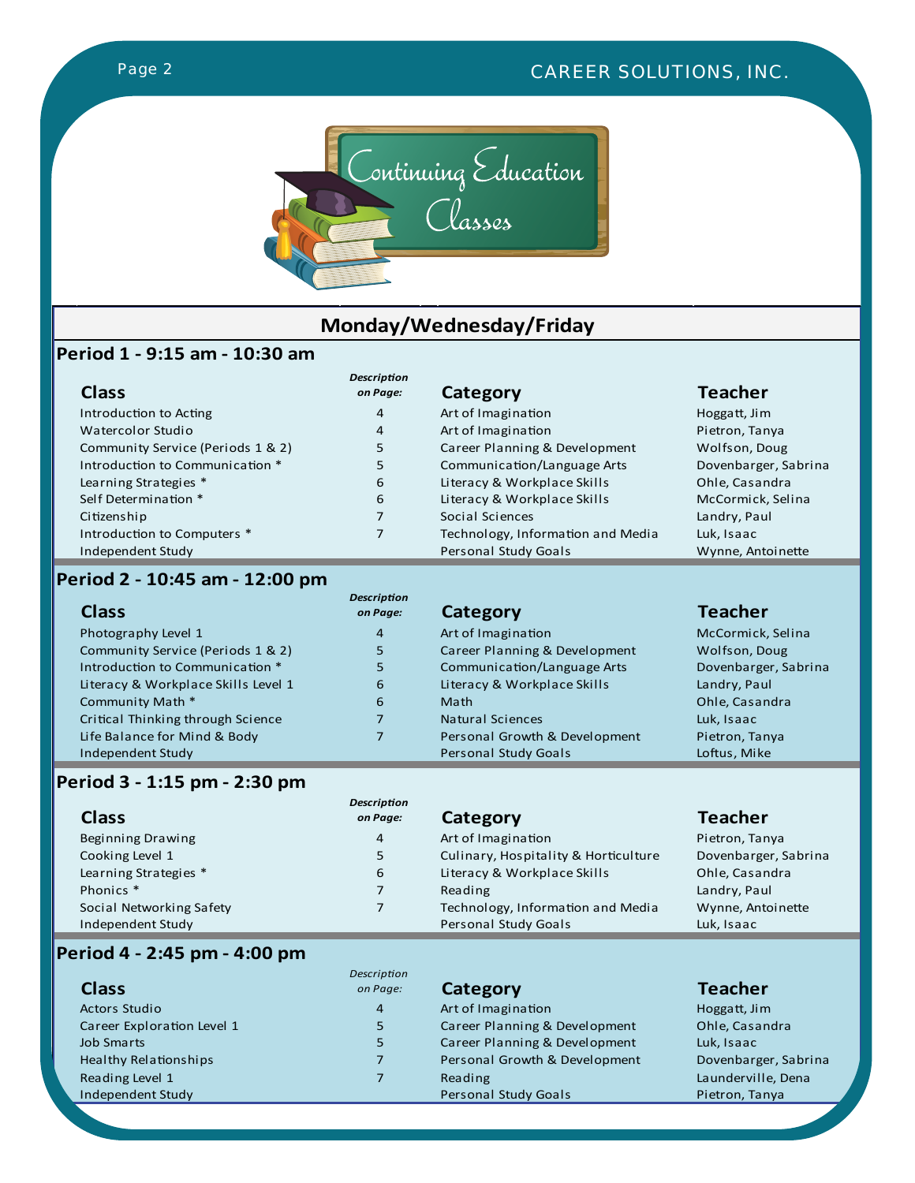# Continuing Education Classes

## Monday/Wednesday/Friday

### Period 1 - 9:15 am - 10:30 am

| Class | *Description on Page:* | Category | Teacher |
|---|---|---|---|
| Introduction to Acting | 4 | Art of Imagination | Hoggatt, Jim |
| Watercolor Studio | 4 | Art of Imagination | Pietron, Tanya |
| Community Service (Periods 1 & 2) | 5 | Career Planning & Development | Wolfson, Doug |
| Introduction to Communication * | 5 | Communication/Language Arts | Dovenbarger, Sabrina |
| Learning Strategies * | 6 | Literacy & Workplace Skills | Ohle, Casandra |
| Self Determination * | 6 | Literacy & Workplace Skills | McCormick, Selina |
| Citizenship | 7 | Social Sciences | Landry, Paul |
| Introduction to Computers * | 7 | Technology, Information and Media | Luk, Isaac |
| Independent Study | | Personal Study Goals | Wynne, Antoinette |

### Period 2 - 10:45 am - 12:00 pm

| Class | *Description on Page:* | Category | Teacher |
|---|---|---|---|
| Photography Level 1 | 4 | Art of Imagination | McCormick, Selina |
| Community Service (Periods 1 & 2) | 5 | Career Planning & Development | Wolfson, Doug |
| Introduction to Communication * | 5 | Communication/Language Arts | Dovenbarger, Sabrina |
| Literacy & Workplace Skills Level 1 | 6 | Literacy & Workplace Skills | Landry, Paul |
| Community Math * | 6 | Math | Ohle, Casandra |
| Critical Thinking through Science | 7 | Natural Sciences | Luk, Isaac |
| Life Balance for Mind & Body | 7 | Personal Growth & Development | Pietron, Tanya |
| Independent Study | | Personal Study Goals | Loftus, Mike |

### Period 3 - 1:15 pm - 2:30 pm

| Class | *Description on Page:* | Category | Teacher |
|---|---|---|---|
| Beginning Drawing | 4 | Art of Imagination | Pietron, Tanya |
| Cooking Level 1 | 5 | Culinary, Hospitality & Horticulture | Dovenbarger, Sabrina |
| Learning Strategies * | 6 | Literacy & Workplace Skills | Ohle, Casandra |
| Phonics * | 7 | Reading | Landry, Paul |
| Social Networking Safety | 7 | Technology, Information and Media | Wynne, Antoinette |
| Independent Study | | Personal Study Goals | Luk, Isaac |

### Period 4 - 2:45 pm - 4:00 pm

| Class | *Description on Page:* | Category | Teacher |
|---|---|---|---|
| Actors Studio | 4 | Art of Imagination | Hoggatt, Jim |
| Career Exploration Level 1 | 5 | Career Planning & Development | Ohle, Casandra |
| Job Smarts | 5 | Career Planning & Development | Luk, Isaac |
| Healthy Relationships | 7 | Personal Growth & Development | Dovenbarger, Sabrina |
| Reading Level 1 | 7 | Reading | Launderville, Dena |
| Independent Study | | Personal Study Goals | Pietron, Tanya |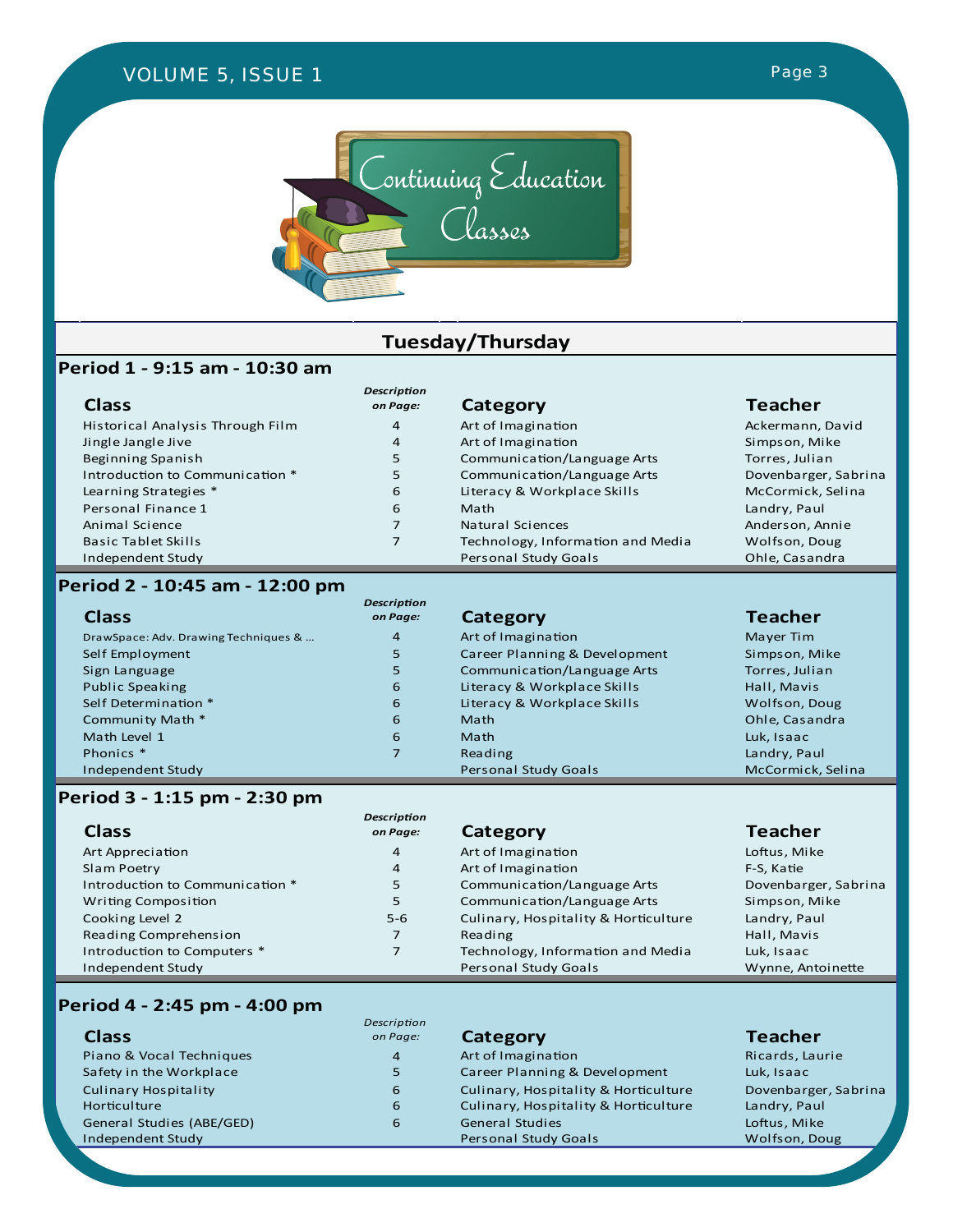# Continuing Education Classes

## Tuesday/Thursday

### Period 1 - 9:15 am - 10:30 am

| Class | Description on Page: | Category | Teacher |
|---|---|---|---|
| Historical Analysis Through Film | 4 | Art of Imagination | Ackermann, David |
| Jingle Jangle Jive | 4 | Art of Imagination | Simpson, Mike |
| Beginning Spanish | 5 | Communication/Language Arts | Torres, Julian |
| Introduction to Communication * | 5 | Communication/Language Arts | Dovenbarger, Sabrina |
| Learning Strategies * | 6 | Literacy & Workplace Skills | McCormick, Selina |
| Personal Finance 1 | 6 | Math | Landry, Paul |
| Animal Science | 7 | Natural Sciences | Anderson, Annie |
| Basic Tablet Skills | 7 | Technology, Information and Media | Wolfson, Doug |
| Independent Study | | Personal Study Goals | Ohle, Casandra |

### Period 2 - 10:45 am - 12:00 pm

| Class | Description on Page: | Category | Teacher |
|---|---|---|---|
| DrawSpace: Adv. Drawing Techniques & ... | 4 | Art of Imagination | Mayer Tim |
| Self Employment | 5 | Career Planning & Development | Simpson, Mike |
| Sign Language | 5 | Communication/Language Arts | Torres, Julian |
| Public Speaking | 6 | Literacy & Workplace Skills | Hall, Mavis |
| Self Determination * | 6 | Literacy & Workplace Skills | Wolfson, Doug |
| Community Math * | 6 | Math | Ohle, Casandra |
| Math Level 1 | 6 | Math | Luk, Isaac |
| Phonics * | 7 | Reading | Landry, Paul |
| Independent Study | | Personal Study Goals | McCormick, Selina |

### Period 3 - 1:15 pm - 2:30 pm

| Class | Description on Page: | Category | Teacher |
|---|---|---|---|
| Art Appreciation | 4 | Art of Imagination | Loftus, Mike |
| Slam Poetry | 4 | Art of Imagination | F-S, Katie |
| Introduction to Communication * | 5 | Communication/Language Arts | Dovenbarger, Sabrina |
| Writing Composition | 5 | Communication/Language Arts | Simpson, Mike |
| Cooking Level 2 | 5-6 | Culinary, Hospitality & Horticulture | Landry, Paul |
| Reading Comprehension | 7 | Reading | Hall, Mavis |
| Introduction to Computers * | 7 | Technology, Information and Media | Luk, Isaac |
| Independent Study | | Personal Study Goals | Wynne, Antoinette |

### Period 4 - 2:45 pm - 4:00 pm

| Class | Description on Page: | Category | Teacher |
|---|---|---|---|
| Piano & Vocal Techniques | 4 | Art of Imagination | Ricards, Laurie |
| Safety in the Workplace | 5 | Career Planning & Development | Luk, Isaac |
| Culinary Hospitality | 6 | Culinary, Hospitality & Horticulture | Dovenbarger, Sabrina |
| Horticulture | 6 | Culinary, Hospitality & Horticulture | Landry, Paul |
| General Studies (ABE/GED) | 6 | General Studies | Loftus, Mike |
| Independent Study | | Personal Study Goals | Wolfson, Doug |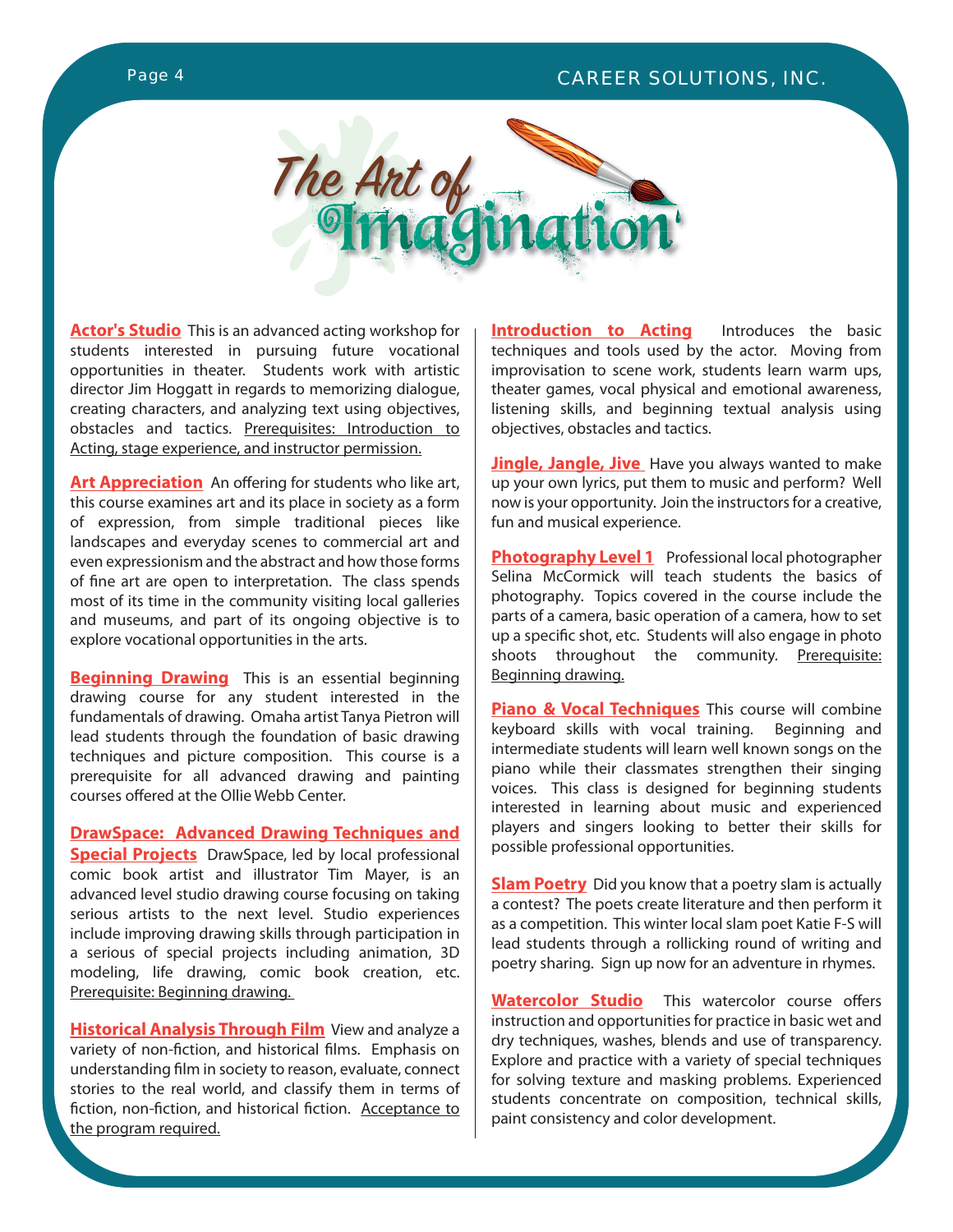# The Art of Imagination

**Actor's Studio** This is an advanced acting workshop for students interested in pursuing future vocational opportunities in theater. Students work with artistic director Jim Hoggatt in regards to memorizing dialogue, creating characters, and analyzing text using objectives, obstacles and tactics. Prerequisites: Introduction to Acting, stage experience, and instructor permission.

**Art Appreciation** An offering for students who like art, this course examines art and its place in society as a form of expression, from simple traditional pieces like landscapes and everyday scenes to commercial art and even expressionism and the abstract and how those forms of fine art are open to interpretation. The class spends most of its time in the community visiting local galleries and museums, and part of its ongoing objective is to explore vocational opportunities in the arts.

**Beginning Drawing** This is an essential beginning drawing course for any student interested in the fundamentals of drawing. Omaha artist Tanya Pietron will lead students through the foundation of basic drawing techniques and picture composition. This course is a prerequisite for all advanced drawing and painting courses offered at the Ollie Webb Center.

**DrawSpace: Advanced Drawing Techniques and Special Projects** DrawSpace, led by local professional comic book artist and illustrator Tim Mayer, is an advanced level studio drawing course focusing on taking serious artists to the next level. Studio experiences include improving drawing skills through participation in a serious of special projects including animation, 3D modeling, life drawing, comic book creation, etc. Prerequisite: Beginning drawing.

**Historical Analysis Through Film** View and analyze a variety of non-fiction, and historical films. Emphasis on understanding film in society to reason, evaluate, connect stories to the real world, and classify them in terms of fiction, non-fiction, and historical fiction. Acceptance to the program required.

**Introduction to Acting** Introduces the basic techniques and tools used by the actor. Moving from improvisation to scene work, students learn warm ups, theater games, vocal physical and emotional awareness, listening skills, and beginning textual analysis using objectives, obstacles and tactics.

**Jingle, Jangle, Jive** Have you always wanted to make up your own lyrics, put them to music and perform? Well now is your opportunity. Join the instructors for a creative, fun and musical experience.

**Photography Level 1** Professional local photographer Selina McCormick will teach students the basics of photography. Topics covered in the course include the parts of a camera, basic operation of a camera, how to set up a specific shot, etc. Students will also engage in photo shoots throughout the community. Prerequisite: Beginning drawing.

**Piano & Vocal Techniques** This course will combine keyboard skills with vocal training. Beginning and intermediate students will learn well known songs on the piano while their classmates strengthen their singing voices. This class is designed for beginning students interested in learning about music and experienced players and singers looking to better their skills for possible professional opportunities.

**Slam Poetry** Did you know that a poetry slam is actually a contest? The poets create literature and then perform it as a competition. This winter local slam poet Katie F-S will lead students through a rollicking round of writing and poetry sharing. Sign up now for an adventure in rhymes.

**Watercolor Studio** This watercolor course offers instruction and opportunities for practice in basic wet and dry techniques, washes, blends and use of transparency. Explore and practice with a variety of special techniques for solving texture and masking problems. Experienced students concentrate on composition, technical skills, paint consistency and color development.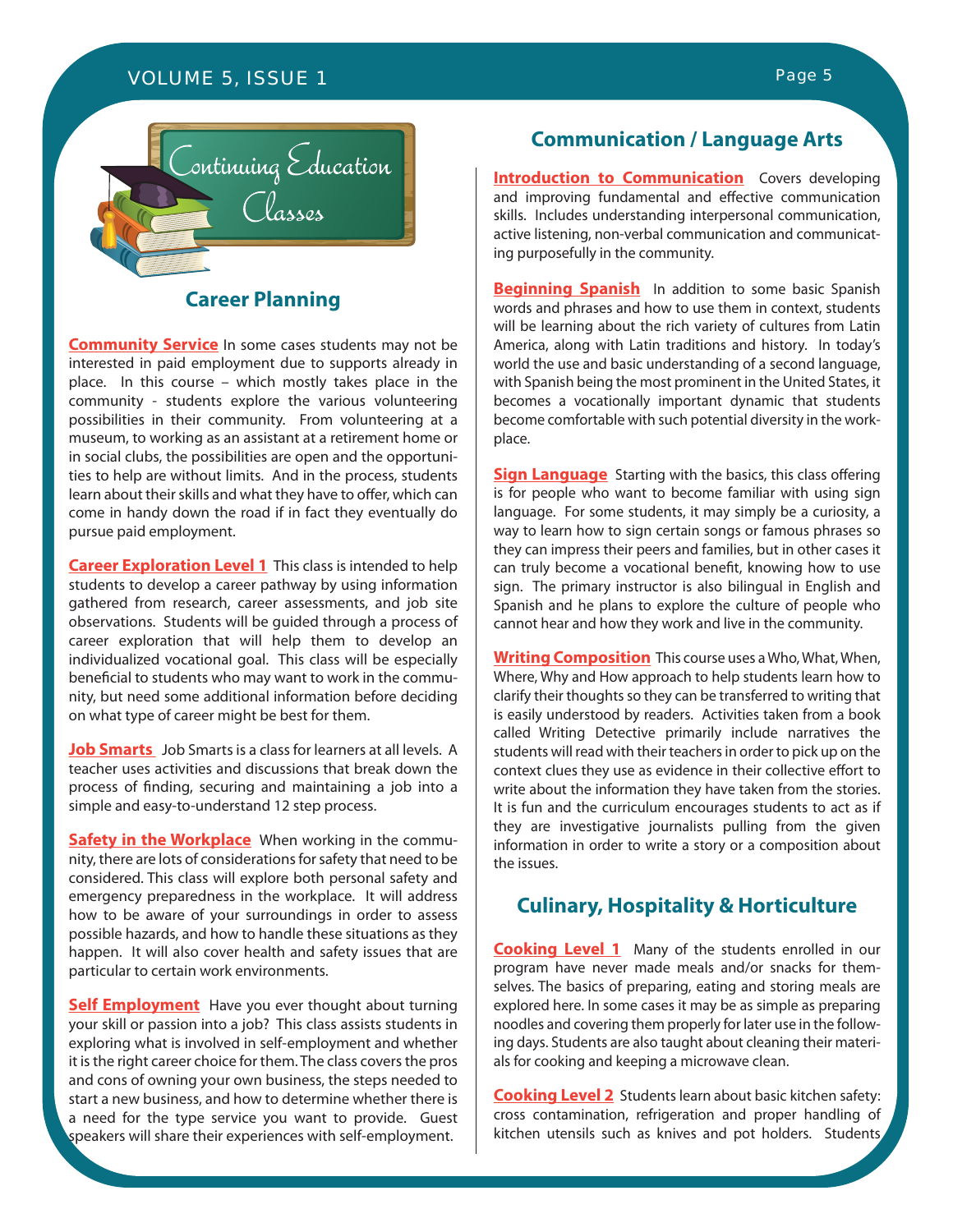# Continuing Education Classes

## Career Planning

**Community Service** In some cases students may not be interested in paid employment due to supports already in place. In this course – which mostly takes place in the community - students explore the various volunteering possibilities in their community. From volunteering at a museum, to working as an assistant at a retirement home or in social clubs, the possibilities are open and the opportunities to help are without limits. And in the process, students learn about their skills and what they have to offer, which can come in handy down the road if in fact they eventually do pursue paid employment.

**Career Exploration Level 1** This class is intended to help students to develop a career pathway by using information gathered from research, career assessments, and job site observations. Students will be guided through a process of career exploration that will help them to develop an individualized vocational goal. This class will be especially beneficial to students who may want to work in the community, but need some additional information before deciding on what type of career might be best for them.

**Job Smarts** Job Smarts is a class for learners at all levels. A teacher uses activities and discussions that break down the process of finding, securing and maintaining a job into a simple and easy-to-understand 12 step process.

**Safety in the Workplace** When working in the community, there are lots of considerations for safety that need to be considered. This class will explore both personal safety and emergency preparedness in the workplace. It will address how to be aware of your surroundings in order to assess possible hazards, and how to handle these situations as they happen. It will also cover health and safety issues that are particular to certain work environments.

**Self Employment** Have you ever thought about turning your skill or passion into a job? This class assists students in exploring what is involved in self-employment and whether it is the right career choice for them. The class covers the pros and cons of owning your own business, the steps needed to start a new business, and how to determine whether there is a need for the type service you want to provide. Guest speakers will share their experiences with self-employment.

## Communication / Language Arts

**Introduction to Communication** Covers developing and improving fundamental and effective communication skills. Includes understanding interpersonal communication, active listening, non-verbal communication and communicating purposefully in the community.

**Beginning Spanish** In addition to some basic Spanish words and phrases and how to use them in context, students will be learning about the rich variety of cultures from Latin America, along with Latin traditions and history. In today's world the use and basic understanding of a second language, with Spanish being the most prominent in the United States, it becomes a vocationally important dynamic that students become comfortable with such potential diversity in the workplace.

**Sign Language** Starting with the basics, this class offering is for people who want to become familiar with using sign language. For some students, it may simply be a curiosity, a way to learn how to sign certain songs or famous phrases so they can impress their peers and families, but in other cases it can truly become a vocational benefit, knowing how to use sign. The primary instructor is also bilingual in English and Spanish and he plans to explore the culture of people who cannot hear and how they work and live in the community.

**Writing Composition** This course uses a Who, What, When, Where, Why and How approach to help students learn how to clarify their thoughts so they can be transferred to writing that is easily understood by readers. Activities taken from a book called Writing Detective primarily include narratives the students will read with their teachers in order to pick up on the context clues they use as evidence in their collective effort to write about the information they have taken from the stories. It is fun and the curriculum encourages students to act as if they are investigative journalists pulling from the given information in order to write a story or a composition about the issues.

## Culinary, Hospitality & Horticulture

**Cooking Level 1** Many of the students enrolled in our program have never made meals and/or snacks for themselves. The basics of preparing, eating and storing meals are explored here. In some cases it may be as simple as preparing noodles and covering them properly for later use in the following days. Students are also taught about cleaning their materials for cooking and keeping a microwave clean.

**Cooking Level 2** Students learn about basic kitchen safety: cross contamination, refrigeration and proper handling of kitchen utensils such as knives and pot holders. Students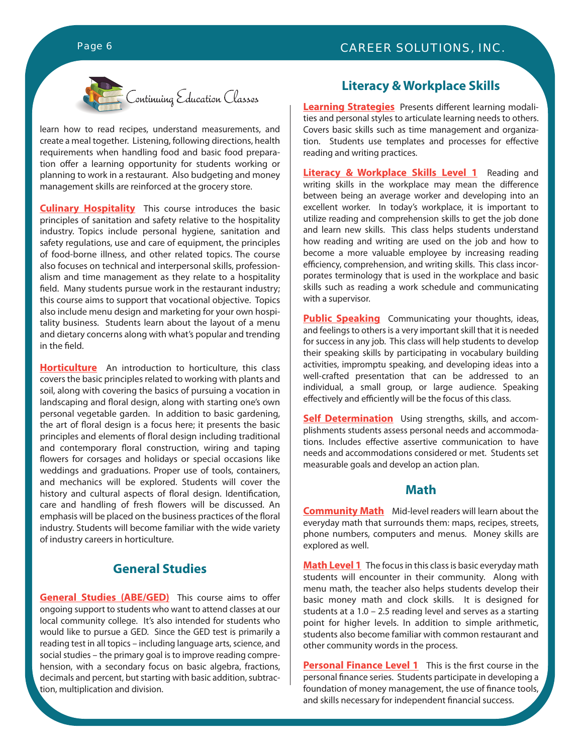## Continuing Education Classes

learn how to read recipes, understand measurements, and create a meal together. Listening, following directions, health requirements when handling food and basic food preparation offer a learning opportunity for students working or planning to work in a restaurant. Also budgeting and money management skills are reinforced at the grocery store.

**Culinary Hospitality** This course introduces the basic principles of sanitation and safety relative to the hospitality industry. Topics include personal hygiene, sanitation and safety regulations, use and care of equipment, the principles of food-borne illness, and other related topics. The course also focuses on technical and interpersonal skills, professionalism and time management as they relate to a hospitality field. Many students pursue work in the restaurant industry; this course aims to support that vocational objective. Topics also include menu design and marketing for your own hospitality business. Students learn about the layout of a menu and dietary concerns along with what's popular and trending in the field.

**Horticulture** An introduction to horticulture, this class covers the basic principles related to working with plants and soil, along with covering the basics of pursuing a vocation in landscaping and floral design, along with starting one's own personal vegetable garden. In addition to basic gardening, the art of floral design is a focus here; it presents the basic principles and elements of floral design including traditional and contemporary floral construction, wiring and taping flowers for corsages and holidays or special occasions like weddings and graduations. Proper use of tools, containers, and mechanics will be explored. Students will cover the history and cultural aspects of floral design. Identification, care and handling of fresh flowers will be discussed. An emphasis will be placed on the business practices of the floral industry. Students will become familiar with the wide variety of industry careers in horticulture.

## General Studies

**General Studies (ABE/GED)** This course aims to offer ongoing support to students who want to attend classes at our local community college. It's also intended for students who would like to pursue a GED. Since the GED test is primarily a reading test in all topics – including language arts, science, and social studies – the primary goal is to improve reading comprehension, with a secondary focus on basic algebra, fractions, decimals and percent, but starting with basic addition, subtraction, multiplication and division.

## Literacy & Workplace Skills

**Learning Strategies** Presents different learning modalities and personal styles to articulate learning needs to others. Covers basic skills such as time management and organization. Students use templates and processes for effective reading and writing practices.

**Literacy & Workplace Skills Level 1** Reading and writing skills in the workplace may mean the difference between being an average worker and developing into an excellent worker. In today's workplace, it is important to utilize reading and comprehension skills to get the job done and learn new skills. This class helps students understand how reading and writing are used on the job and how to become a more valuable employee by increasing reading efficiency, comprehension, and writing skills. This class incorporates terminology that is used in the workplace and basic skills such as reading a work schedule and communicating with a supervisor.

**Public Speaking** Communicating your thoughts, ideas, and feelings to others is a very important skill that it is needed for success in any job. This class will help students to develop their speaking skills by participating in vocabulary building activities, impromptu speaking, and developing ideas into a well-crafted presentation that can be addressed to an individual, a small group, or large audience. Speaking effectively and efficiently will be the focus of this class.

**Self Determination** Using strengths, skills, and accomplishments students assess personal needs and accommodations. Includes effective assertive communication to have needs and accommodations considered or met. Students set measurable goals and develop an action plan.

## Math

**Community Math** Mid-level readers will learn about the everyday math that surrounds them: maps, recipes, streets, phone numbers, computers and menus. Money skills are explored as well.

**Math Level 1** The focus in this class is basic everyday math students will encounter in their community. Along with menu math, the teacher also helps students develop their basic money math and clock skills. It is designed for students at a 1.0 – 2.5 reading level and serves as a starting point for higher levels. In addition to simple arithmetic, students also become familiar with common restaurant and other community words in the process.

**Personal Finance Level 1** This is the first course in the personal finance series. Students participate in developing a foundation of money management, the use of finance tools, and skills necessary for independent financial success.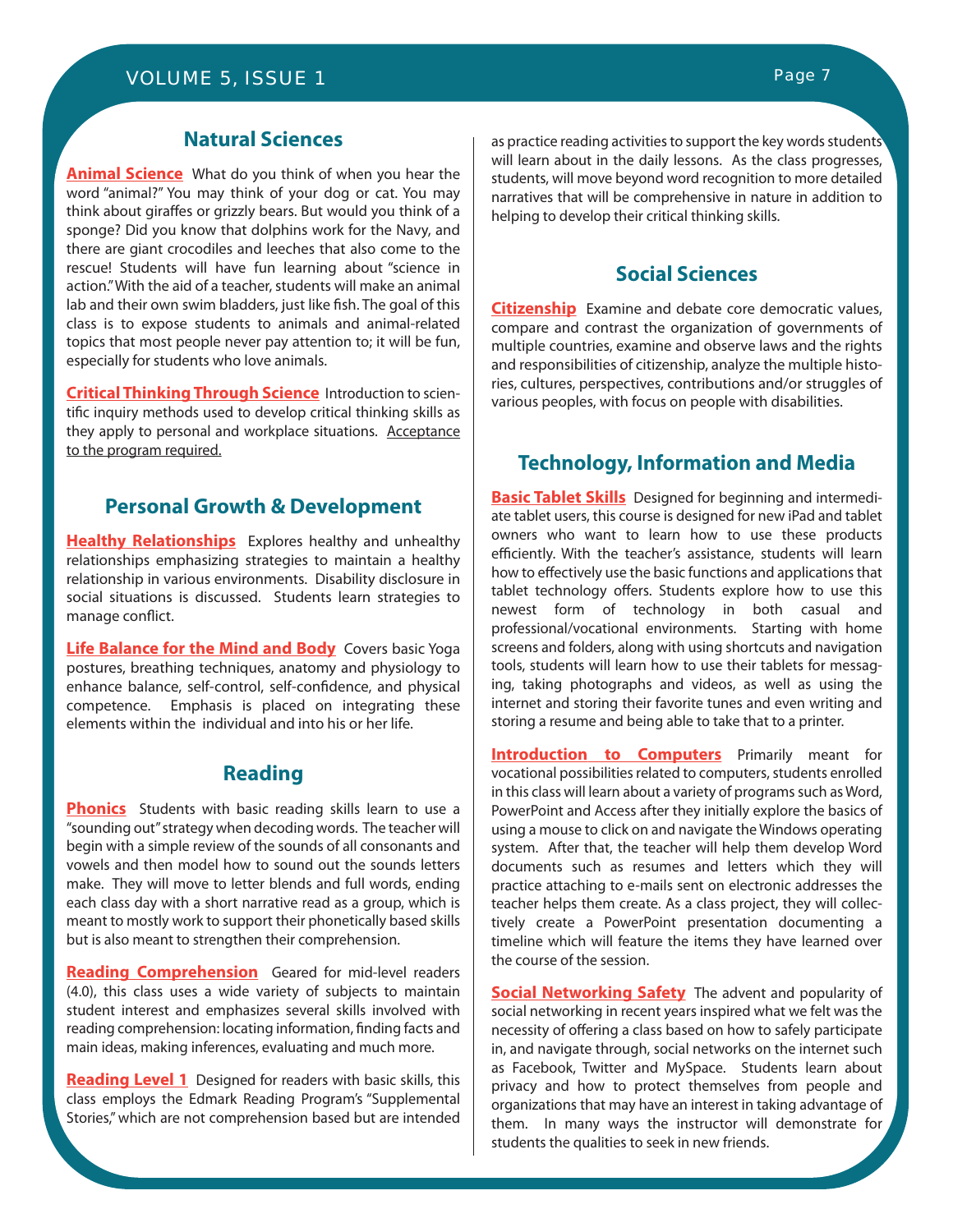## Natural Sciences

**Animal Science** What do you think of when you hear the word "animal?" You may think of your dog or cat. You may think about giraffes or grizzly bears. But would you think of a sponge? Did you know that dolphins work for the Navy, and there are giant crocodiles and leeches that also come to the rescue! Students will have fun learning about "science in action." With the aid of a teacher, students will make an animal lab and their own swim bladders, just like fish. The goal of this class is to expose students to animals and animal-related topics that most people never pay attention to; it will be fun, especially for students who love animals.

**Critical Thinking Through Science** Introduction to scientific inquiry methods used to develop critical thinking skills as they apply to personal and workplace situations. Acceptance to the program required.

## Personal Growth & Development

**Healthy Relationships** Explores healthy and unhealthy relationships emphasizing strategies to maintain a healthy relationship in various environments. Disability disclosure in social situations is discussed. Students learn strategies to manage conflict.

**Life Balance for the Mind and Body** Covers basic Yoga postures, breathing techniques, anatomy and physiology to enhance balance, self-control, self-confidence, and physical competence. Emphasis is placed on integrating these elements within the individual and into his or her life.

## Reading

**Phonics** Students with basic reading skills learn to use a "sounding out" strategy when decoding words. The teacher will begin with a simple review of the sounds of all consonants and vowels and then model how to sound out the sounds letters make. They will move to letter blends and full words, ending each class day with a short narrative read as a group, which is meant to mostly work to support their phonetically based skills but is also meant to strengthen their comprehension.

**Reading Comprehension** Geared for mid-level readers (4.0), this class uses a wide variety of subjects to maintain student interest and emphasizes several skills involved with reading comprehension: locating information, finding facts and main ideas, making inferences, evaluating and much more.

**Reading Level 1** Designed for readers with basic skills, this class employs the Edmark Reading Program's "Supplemental Stories," which are not comprehension based but are intended as practice reading activities to support the key words students will learn about in the daily lessons. As the class progresses, students, will move beyond word recognition to more detailed narratives that will be comprehensive in nature in addition to helping to develop their critical thinking skills.

## Social Sciences

**Citizenship** Examine and debate core democratic values, compare and contrast the organization of governments of multiple countries, examine and observe laws and the rights and responsibilities of citizenship, analyze the multiple histories, cultures, perspectives, contributions and/or struggles of various peoples, with focus on people with disabilities.

## Technology, Information and Media

**Basic Tablet Skills** Designed for beginning and intermediate tablet users, this course is designed for new iPad and tablet owners who want to learn how to use these products efficiently. With the teacher's assistance, students will learn how to effectively use the basic functions and applications that tablet technology offers. Students explore how to use this newest form of technology in both casual and professional/vocational environments. Starting with home screens and folders, along with using shortcuts and navigation tools, students will learn how to use their tablets for messaging, taking photographs and videos, as well as using the internet and storing their favorite tunes and even writing and storing a resume and being able to take that to a printer.

**Introduction to Computers** Primarily meant for vocational possibilities related to computers, students enrolled in this class will learn about a variety of programs such as Word, PowerPoint and Access after they initially explore the basics of using a mouse to click on and navigate the Windows operating system. After that, the teacher will help them develop Word documents such as resumes and letters which they will practice attaching to e-mails sent on electronic addresses the teacher helps them create. As a class project, they will collectively create a PowerPoint presentation documenting a timeline which will feature the items they have learned over the course of the session.

**Social Networking Safety** The advent and popularity of social networking in recent years inspired what we felt was the necessity of offering a class based on how to safely participate in, and navigate through, social networks on the internet such as Facebook, Twitter and MySpace. Students learn about privacy and how to protect themselves from people and organizations that may have an interest in taking advantage of them. In many ways the instructor will demonstrate for students the qualities to seek in new friends.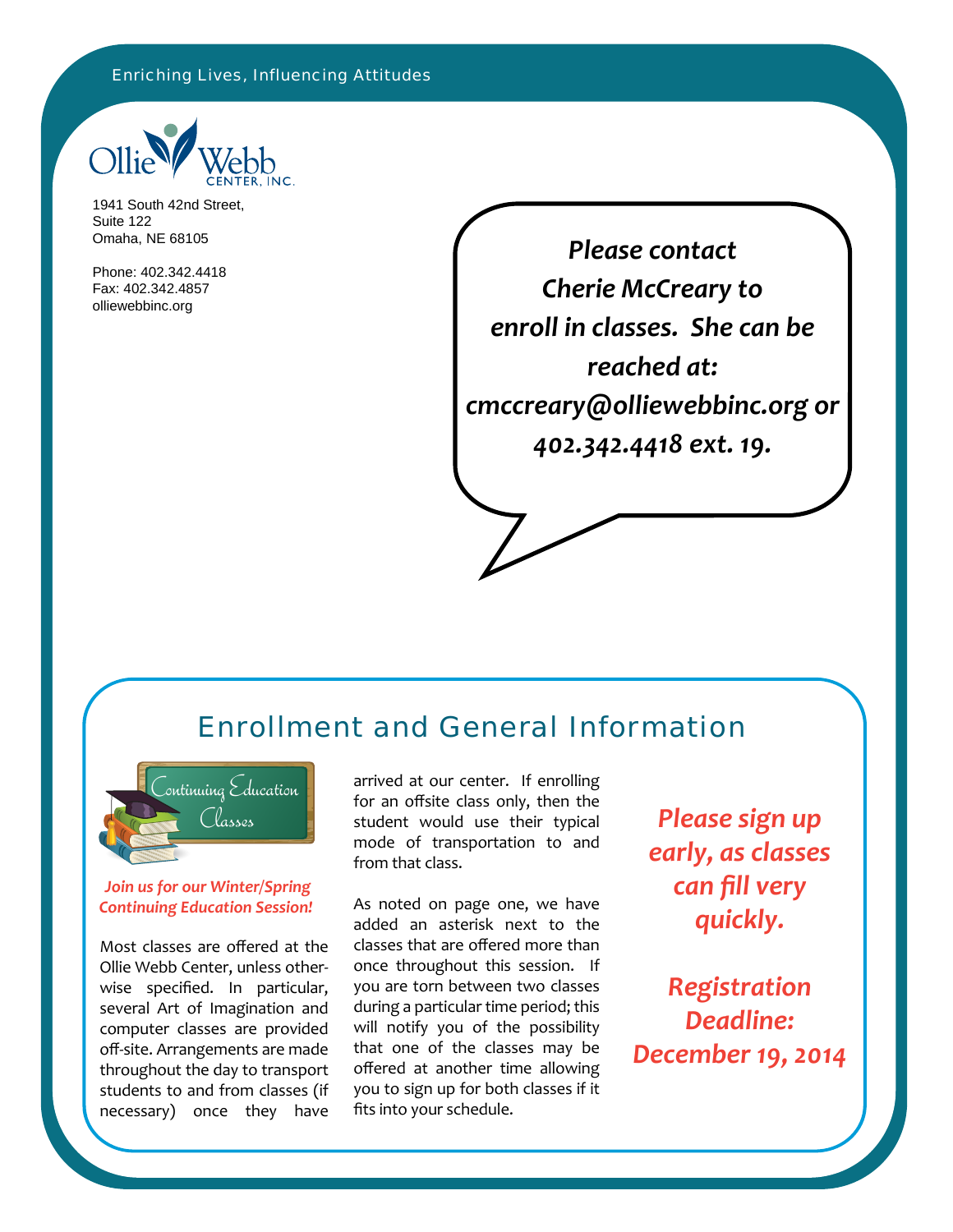Enriching Lives, Influencing Attitudes

Ollie Webb Center, Inc.

1941 South 42nd Street,
Suite 122
Omaha, NE 68105

Phone: 402.342.4418
Fax: 402.342.4857
olliewebbinc.org

***Please contact Cherie McCreary to enroll in classes. She can be reached at: cmccreary@olliewebbinc.org or 402.342.4418 ext. 19.***

## Enrollment and General Information

Continuing Education Classes

***Join us for our Winter/Spring Continuing Education Session!***

Most classes are offered at the Ollie Webb Center, unless otherwise specified. In particular, several Art of Imagination and computer classes are provided off-site. Arrangements are made throughout the day to transport students to and from classes (if necessary) once they have arrived at our center. If enrolling for an offsite class only, then the student would use their typical mode of transportation to and from that class.

As noted on page one, we have added an asterisk next to the classes that are offered more than once throughout this session. If you are torn between two classes during a particular time period; this will notify you of the possibility that one of the classes may be offered at another time allowing you to sign up for both classes if it fits into your schedule.

***Please sign up early, as classes can fill very quickly.***

***Registration Deadline: December 19, 2014***